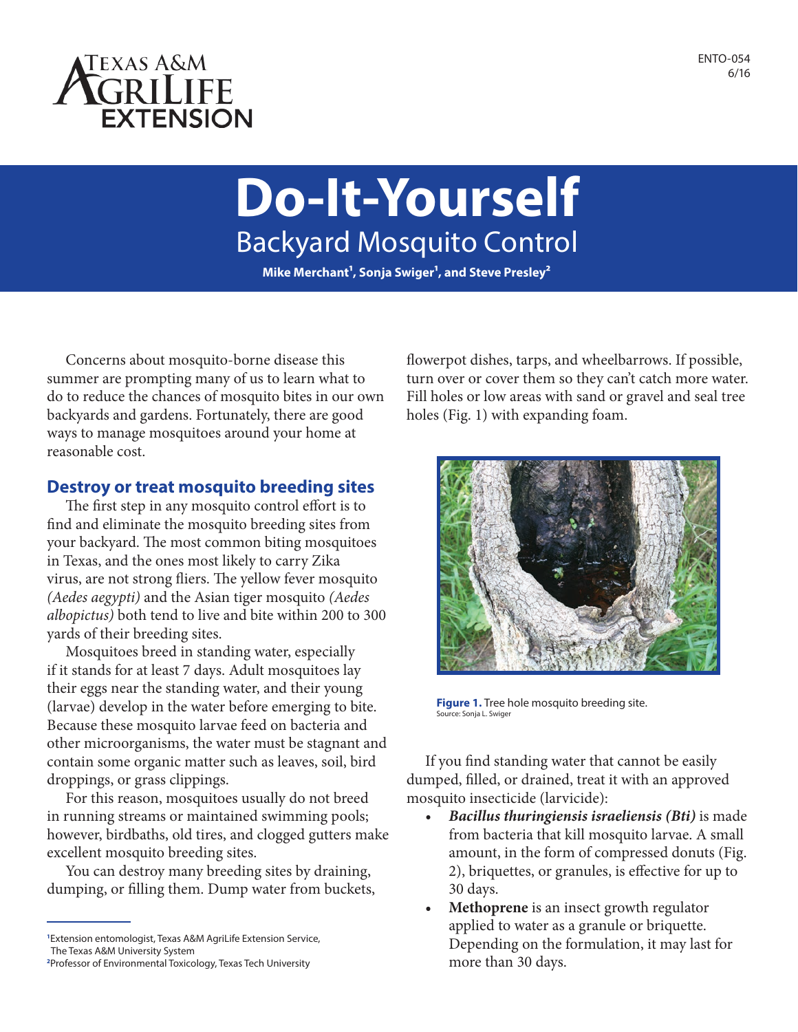# Do-It-Yourself

## Backyard Mosquito Control

**Mike Merchant[1], Sonja Swiger[1], and Steve Presley[2]**

Concerns about mosquito-borne disease this summer are prompting many of us to learn what to do to reduce the chances of mosquito bites in our own backyards and gardens. Fortunately, there are good ways to manage mosquitoes around your home at reasonable cost.

### Destroy or treat mosquito breeding sites

The first step in any mosquito control effort is to find and eliminate the mosquito breeding sites from your backyard. The most common biting mosquitoes in Texas, and the ones most likely to carry Zika virus, are not strong fliers. The yellow fever mosquito *(Aedes aegypti)* and the Asian tiger mosquito *(Aedes albopictus)* both tend to live and bite within 200 to 300 yards of their breeding sites.

Mosquitoes breed in standing water, especially if it stands for at least 7 days. Adult mosquitoes lay their eggs near the standing water, and their young (larvae) develop in the water before emerging to bite. Because these mosquito larvae feed on bacteria and other microorganisms, the water must be stagnant and contain some organic matter such as leaves, soil, bird droppings, or grass clippings.

For this reason, mosquitoes usually do not breed in running streams or maintained swimming pools; however, birdbaths, old tires, and clogged gutters make excellent mosquito breeding sites.

You can destroy many breeding sites by draining, dumping, or filling them. Dump water from buckets, flowerpot dishes, tarps, and wheelbarrows. If possible, turn over or cover them so they can't catch more water. Fill holes or low areas with sand or gravel and seal tree holes (Fig. 1) with expanding foam.

**Figure 1.** Tree hole mosquito breeding site.
Source: Sonja L. Swiger

If you find standing water that cannot be easily dumped, filled, or drained, treat it with an approved mosquito insecticide (larvicide):

- ***Bacillus thuringiensis israeliensis (Bti)*** is made from bacteria that kill mosquito larvae. A small amount, in the form of compressed donuts (Fig. 2), briquettes, or granules, is effective for up to 30 days.
- **Methoprene** is an insect growth regulator applied to water as a granule or briquette. Depending on the formulation, it may last for more than 30 days.

---

[1]Extension entomologist, Texas A&M AgriLife Extension Service, The Texas A&M University System
[2]Professor of Environmental Toxicology, Texas Tech University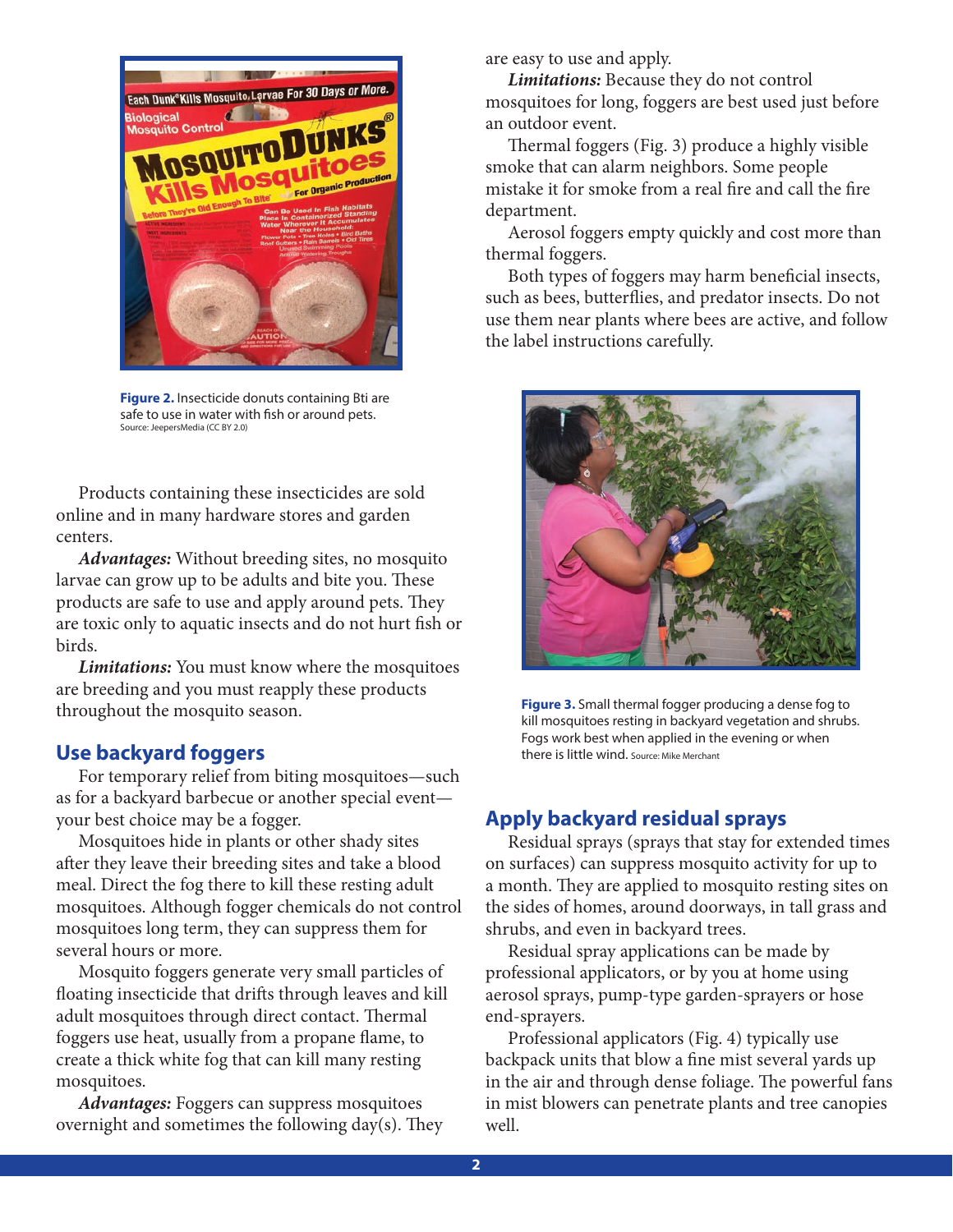Figure 2. Insecticide donuts containing Bti are safe to use in water with fish or around pets. Source: JeepersMedia (CC BY 2.0)

Products containing these insecticides are sold online and in many hardware stores and garden centers.

***Advantages:*** Without breeding sites, no mosquito larvae can grow up to be adults and bite you. These products are safe to use and apply around pets. They are toxic only to aquatic insects and do not hurt fish or birds.

***Limitations:*** You must know where the mosquitoes are breeding and you must reapply these products throughout the mosquito season.

## Use backyard foggers

For temporary relief from biting mosquitoes—such as for a backyard barbecue or another special event—your best choice may be a fogger.

Mosquitoes hide in plants or other shady sites after they leave their breeding sites and take a blood meal. Direct the fog there to kill these resting adult mosquitoes. Although fogger chemicals do not control mosquitoes long term, they can suppress them for several hours or more.

Mosquito foggers generate very small particles of floating insecticide that drifts through leaves and kill adult mosquitoes through direct contact. Thermal foggers use heat, usually from a propane flame, to create a thick white fog that can kill many resting mosquitoes.

***Advantages:*** Foggers can suppress mosquitoes overnight and sometimes the following day(s). They are easy to use and apply.

***Limitations:*** Because they do not control mosquitoes for long, foggers are best used just before an outdoor event.

Thermal foggers (Fig. 3) produce a highly visible smoke that can alarm neighbors. Some people mistake it for smoke from a real fire and call the fire department.

Aerosol foggers empty quickly and cost more than thermal foggers.

Both types of foggers may harm beneficial insects, such as bees, butterflies, and predator insects. Do not use them near plants where bees are active, and follow the label instructions carefully.

Figure 3. Small thermal fogger producing a dense fog to kill mosquitoes resting in backyard vegetation and shrubs. Fogs work best when applied in the evening or when there is little wind. Source: Mike Merchant

## Apply backyard residual sprays

Residual sprays (sprays that stay for extended times on surfaces) can suppress mosquito activity for up to a month. They are applied to mosquito resting sites on the sides of homes, around doorways, in tall grass and shrubs, and even in backyard trees.

Residual spray applications can be made by professional applicators, or by you at home using aerosol sprays, pump-type garden-sprayers or hose end-sprayers.

Professional applicators (Fig. 4) typically use backpack units that blow a fine mist several yards up in the air and through dense foliage. The powerful fans in mist blowers can penetrate plants and tree canopies well.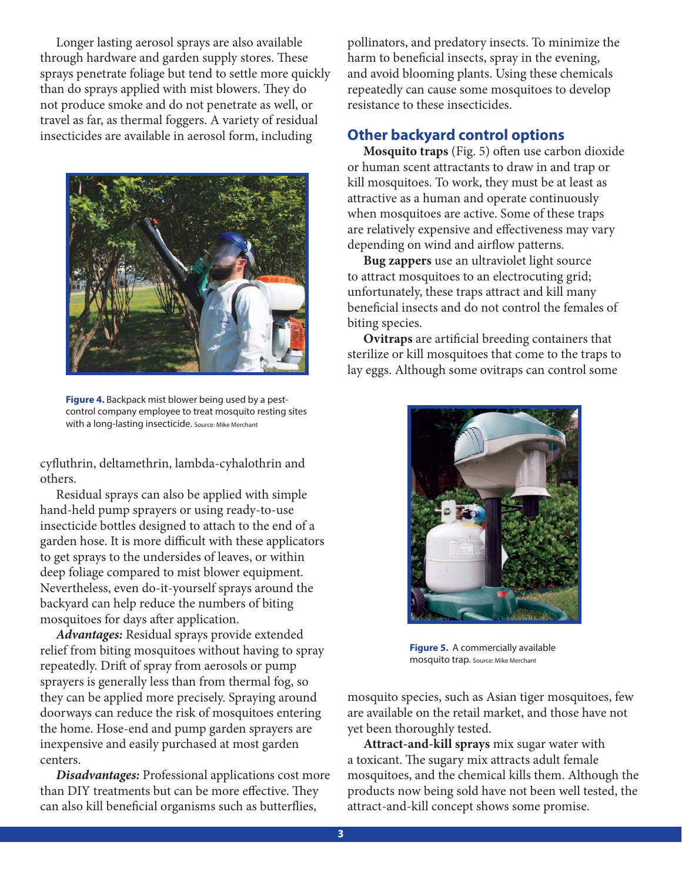Longer lasting aerosol sprays are also available through hardware and garden supply stores. These sprays penetrate foliage but tend to settle more quickly than do sprays applied with mist blowers. They do not produce smoke and do not penetrate as well, or travel as far, as thermal foggers. A variety of residual insecticides are available in aerosol form, including cyfluthrin, deltamethrin, lambda-cyhalothrin and others.

**Figure 4.** Backpack mist blower being used by a pest-control company employee to treat mosquito resting sites with a long-lasting insecticide. Source: Mike Merchant

Residual sprays can also be applied with simple hand-held pump sprayers or using ready-to-use insecticide bottles designed to attach to the end of a garden hose. It is more difficult with these applicators to get sprays to the undersides of leaves, or within deep foliage compared to mist blower equipment. Nevertheless, even do-it-yourself sprays around the backyard can help reduce the numbers of biting mosquitoes for days after application.

***Advantages:*** Residual sprays provide extended relief from biting mosquitoes without having to spray repeatedly. Drift of spray from aerosols or pump sprayers is generally less than from thermal fog, so they can be applied more precisely. Spraying around doorways can reduce the risk of mosquitoes entering the home. Hose-end and pump garden sprayers are inexpensive and easily purchased at most garden centers.

***Disadvantages:*** Professional applications cost more than DIY treatments but can be more effective. They can also kill beneficial organisms such as butterflies, pollinators, and predatory insects. To minimize the harm to beneficial insects, spray in the evening, and avoid blooming plants. Using these chemicals repeatedly can cause some mosquitoes to develop resistance to these insecticides.

## Other backyard control options

**Mosquito traps** (Fig. 5) often use carbon dioxide or human scent attractants to draw in and trap or kill mosquitoes. To work, they must be at least as attractive as a human and operate continuously when mosquitoes are active. Some of these traps are relatively expensive and effectiveness may vary depending on wind and airflow patterns.

**Bug zappers** use an ultraviolet light source to attract mosquitoes to an electrocuting grid; unfortunately, these traps attract and kill many beneficial insects and do not control the females of biting species.

**Ovitraps** are artificial breeding containers that sterilize or kill mosquitoes that come to the traps to lay eggs. Although some ovitraps can control some mosquito species, such as Asian tiger mosquitoes, few are available on the retail market, and those have not yet been thoroughly tested.

**Figure 5.** A commercially available mosquito trap. Source: Mike Merchant

**Attract-and-kill sprays** mix sugar water with a toxicant. The sugary mix attracts adult female mosquitoes, and the chemical kills them. Although the products now being sold have not been well tested, the attract-and-kill concept shows some promise.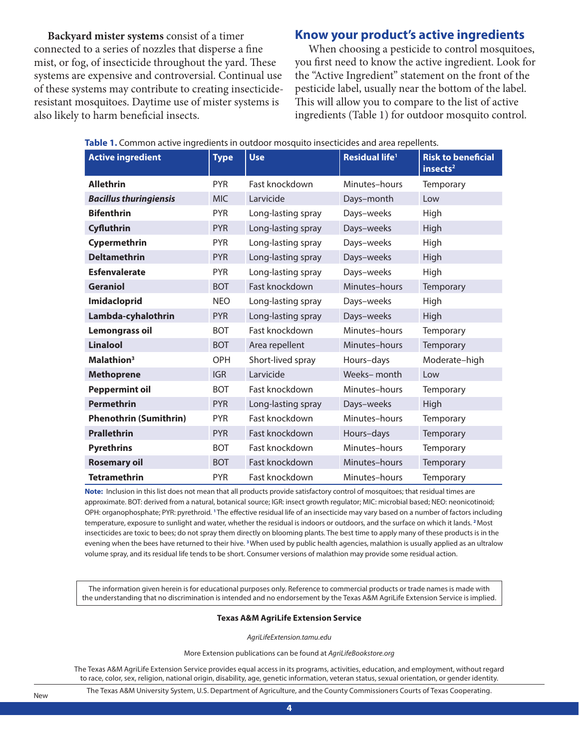**Backyard mister systems** consist of a timer connected to a series of nozzles that disperse a fine mist, or fog, of insecticide throughout the yard. These systems are expensive and controversial. Continual use of these systems may contribute to creating insecticide-resistant mosquitoes. Daytime use of mister systems is also likely to harm beneficial insects.

## Know your product's active ingredients

When choosing a pesticide to control mosquitoes, you first need to know the active ingredient. Look for the "Active Ingredient" statement on the front of the pesticide label, usually near the bottom of the label. This will allow you to compare to the list of active ingredients (Table 1) for outdoor mosquito control.

**Table 1.** Common active ingredients in outdoor mosquito insecticides and area repellents.

| Active ingredient | Type | Use | Residual life[1] | Risk to beneficial insects[2] |
|---|---|---|---|---|
| **Allethrin** | PYR | Fast knockdown | Minutes–hours | Temporary |
| ***Bacillus thuringiensis*** | MIC | Larvicide | Days–month | Low |
| **Bifenthrin** | PYR | Long-lasting spray | Days–weeks | High |
| **Cyfluthrin** | PYR | Long-lasting spray | Days–weeks | High |
| **Cypermethrin** | PYR | Long-lasting spray | Days–weeks | High |
| **Deltamethrin** | PYR | Long-lasting spray | Days–weeks | High |
| **Esfenvalerate** | PYR | Long-lasting spray | Days–weeks | High |
| **Geraniol** | BOT | Fast knockdown | Minutes–hours | Temporary |
| **Imidacloprid** | NEO | Long-lasting spray | Days–weeks | High |
| **Lambda-cyhalothrin** | PYR | Long-lasting spray | Days–weeks | High |
| **Lemongrass oil** | BOT | Fast knockdown | Minutes–hours | Temporary |
| **Linalool** | BOT | Area repellent | Minutes–hours | Temporary |
| **Malathion[3]** | OPH | Short-lived spray | Hours–days | Moderate–high |
| **Methoprene** | IGR | Larvicide | Weeks– month | Low |
| **Peppermint oil** | BOT | Fast knockdown | Minutes–hours | Temporary |
| **Permethrin** | PYR | Long-lasting spray | Days–weeks | High |
| **Phenothrin (Sumithrin)** | PYR | Fast knockdown | Minutes–hours | Temporary |
| **Prallethrin** | PYR | Fast knockdown | Hours–days | Temporary |
| **Pyrethrins** | BOT | Fast knockdown | Minutes–hours | Temporary |
| **Rosemary oil** | BOT | Fast knockdown | Minutes–hours | Temporary |
| **Tetramethrin** | PYR | Fast knockdown | Minutes–hours | Temporary |

**Note:** Inclusion in this list does not mean that all products provide satisfactory control of mosquitoes; that residual times are approximate. BOT: derived from a natural, botanical source; IGR: insect growth regulator; MIC: microbial based; NEO: neonicotinoid; OPH: organophosphate; PYR: pyrethroid. [1] The effective residual life of an insecticide may vary based on a number of factors including temperature, exposure to sunlight and water, whether the residual is indoors or outdoors, and the surface on which it lands. [2] Most insecticides are toxic to bees; do not spray them directly on blooming plants. The best time to apply many of these products is in the evening when the bees have returned to their hive. [3] When used by public health agencies, malathion is usually applied as an ultralow volume spray, and its residual life tends to be short. Consumer versions of malathion may provide some residual action.

The information given herein is for educational purposes only. Reference to commercial products or trade names is made with the understanding that no discrimination is intended and no endorsement by the Texas A&M AgriLife Extension Service is implied.

**Texas A&M AgriLife Extension Service**

*AgriLifeExtension.tamu.edu*

More Extension publications can be found at *AgriLifeBookstore.org*

The Texas A&M AgriLife Extension Service provides equal access in its programs, activities, education, and employment, without regard to race, color, sex, religion, national origin, disability, age, genetic information, veteran status, sexual orientation, or gender identity.

The Texas A&M University System, U.S. Department of Agriculture, and the County Commissioners Courts of Texas Cooperating.

New